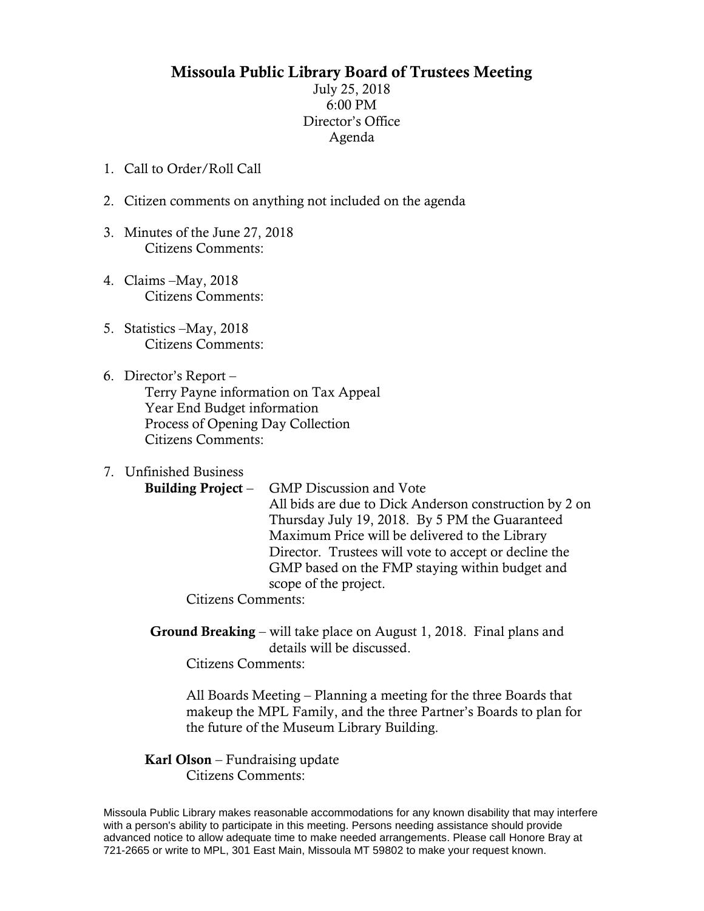# Missoula Public Library Board of Trustees Meeting

July 25, 2018
6:00 PM
Director's Office
Agenda

1. Call to Order/Roll Call

2. Citizen comments on anything not included on the agenda

3. Minutes of the June 27, 2018
   Citizens Comments:

4. Claims –May, 2018
   Citizens Comments:

5. Statistics –May, 2018
   Citizens Comments:

6. Director's Report –
   Terry Payne information on Tax Appeal
   Year End Budget information
   Process of Opening Day Collection
   Citizens Comments:

7. Unfinished Business

   **Building Project** – GMP Discussion and Vote
   All bids are due to Dick Anderson construction by 2 on Thursday July 19, 2018. By 5 PM the Guaranteed Maximum Price will be delivered to the Library Director. Trustees will vote to accept or decline the GMP based on the FMP staying within budget and scope of the project.
   Citizens Comments:

   **Ground Breaking** – will take place on August 1, 2018. Final plans and details will be discussed.
   Citizens Comments:

   All Boards Meeting – Planning a meeting for the three Boards that makeup the MPL Family, and the three Partner's Boards to plan for the future of the Museum Library Building.

   **Karl Olson** – Fundraising update
   Citizens Comments:

Missoula Public Library makes reasonable accommodations for any known disability that may interfere with a person's ability to participate in this meeting. Persons needing assistance should provide advanced notice to allow adequate time to make needed arrangements. Please call Honore Bray at 721-2665 or write to MPL, 301 East Main, Missoula MT 59802 to make your request known.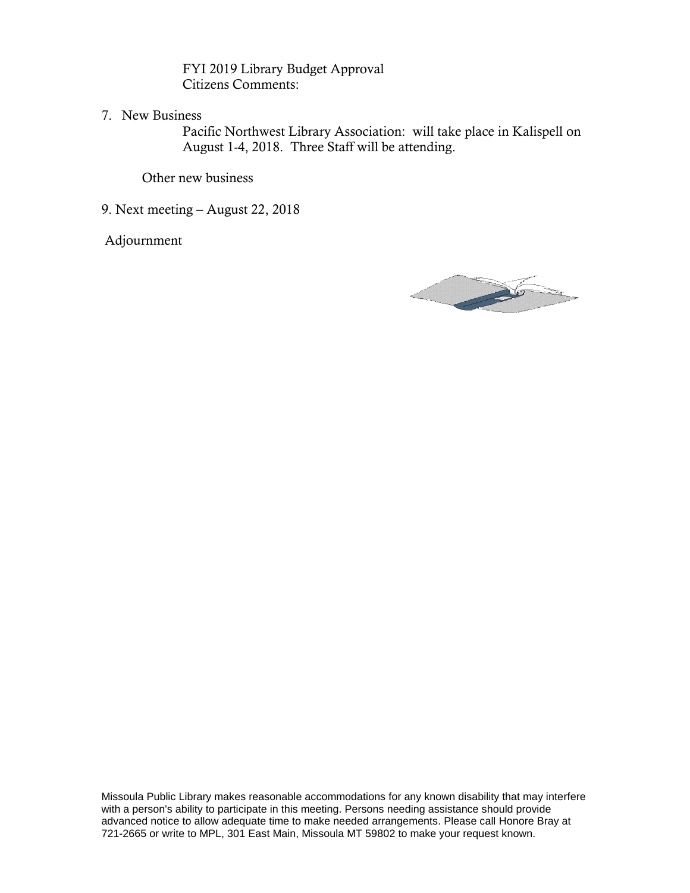FYI 2019 Library Budget Approval
Citizens Comments:

7. New Business

Pacific Northwest Library Association: will take place in Kalispell on August 1-4, 2018. Three Staff will be attending.

Other new business

9. Next meeting – August 22, 2018

Adjournment

Missoula Public Library makes reasonable accommodations for any known disability that may interfere with a person's ability to participate in this meeting. Persons needing assistance should provide advanced notice to allow adequate time to make needed arrangements. Please call Honore Bray at 721-2665 or write to MPL, 301 East Main, Missoula MT 59802 to make your request known.